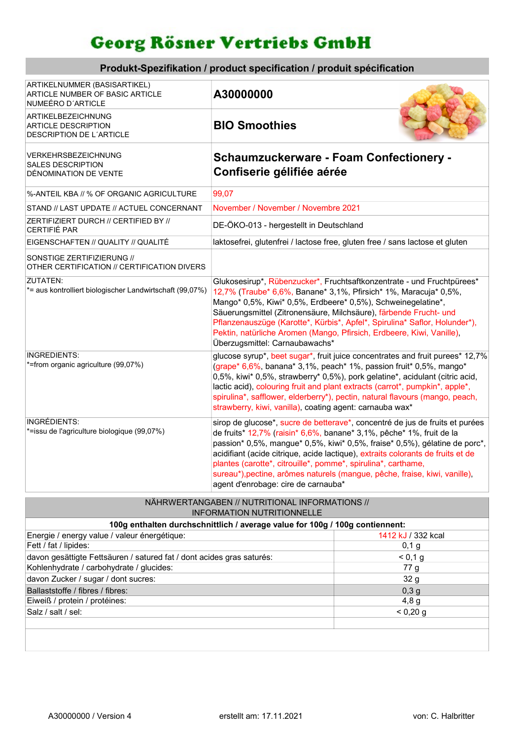# Georg Rösner Vertriebs GmbH

## Produkt-Spezifikation / product specification / produit spécification

| | |
|---|---|
| ARTIKELNUMMER (BASISARTIKEL)<br>ARTICLE NUMBER OF BASIC ARTICLE<br>NUMEÉRO D´ARTICLE | **A30000000** |
| ARTIKELBEZEICHNUNG<br>ARTICLE DESCRIPTION<br>DESCRIPTION DE L´ARTICLE | **BIO Smoothies** |
| VERKEHRSBEZEICHNUNG<br>SALES DESCRIPTION<br>DÉNOMINATION DE VENTE | **Schaumzuckerware - Foam Confectionery - Confiserie gélifiée aérée** |
| %-ANTEIL KBA // % OF ORGANIC AGRICULTURE | 99,07 |
| STAND // LAST UPDATE // ACTUEL CONCERNANT | November / November / Novembre 2021 |
| ZERTIFIZIERT DURCH // CERTIFIED BY // CERTIFIÉ PAR | DE-ÖKO-013 - hergestellt in Deutschland |
| EIGENSCHAFTEN // QUALITY // QUALITÉ | laktosefrei, glutenfrei / lactose free, gluten free / sans lactose et gluten |
| SONSTIGE ZERTIFIZIERUNG //<br>OTHER CERTIFICATION // CERTIFICATION DIVERS | |
| ZUTATEN:<br>*= aus kontrolliert biologischer Landwirtschaft (99,07%) | Glukosesirup*, Rübenzucker*, Fruchtsaftkonzentrate - und Fruchtpürees* 12,7% (Traube* 6,6%, Banane* 3,1%, Pfirsich* 1%, Maracuja* 0,5%, Mango* 0,5%, Kiwi* 0,5%, Erdbeere* 0,5%), Schweinegelatine*, Säuerungsmittel (Zitronensäure, Milchsäure), färbende Frucht- und Pflanzenauszüge (Karotte*, Kürbis*, Apfel*, Spirulina* Saflor, Holunder*), Pektin, natürliche Aromen (Mango, Pfirsich, Erdbeere, Kiwi, Vanille), Überzugsmittel: Carnaubawachs* |
| INGREDIENTS:<br>*=from organic agriculture (99,07%) | glucose syrup*, beet sugar*, fruit juice concentrates and fruit purees* 12,7% (grape* 6,6%, banana* 3,1%, peach* 1%, passion fruit* 0,5%, mango* 0,5%, kiwi* 0,5%, strawberry* 0,5%), pork gelatine*, acidulant (citric acid, lactic acid), colouring fruit and plant extracts (carrot*, pumpkin*, apple*, spirulina*, safflower, elderberry*), pectin, natural flavours (mango, peach, strawberry, kiwi, vanilla), coating agent: carnauba wax* |
| INGRÉDIENTS:<br>*=issu de l'agriculture biologique (99,07%) | sirop de glucose*, sucre de betterave*, concentré de jus de fruits et purées de fruits* 12,7% (raisin* 6,6%, banane* 3,1%, pêche* 1%, fruit de la passion* 0,5%, mangue* 0,5%, kiwi* 0,5%, fraise* 0,5%), gélatine de porc*, acidifiant (acide citrique, acide lactique), extraits colorants de fruits et de plantes (carotte*, citrouille*, pomme*, spirulina*, carthame, sureau*),pectine, arômes naturels (mangue, pêche, fraise, kiwi, vanille), agent d'enrobage: cire de carnauba* |

## NÄHRWERTANGABEN // NUTRITIONAL INFORMATIONS // INFORMATION NUTRITIONNELLE

| 100g enthalten durchschnittlich / average value for 100g / 100g contiennent: | |
|---|---|
| Energie / energy value / valeur énergétique: | 1412 kJ / 332 kcal |
| Fett / fat / lipides: | 0,1 g |
| davon gesättigte Fettsäuren / satured fat / dont acides gras saturés: | < 0,1 g |
| Kohlenhydrate / carbohydrate / glucides: | 77 g |
| davon Zucker / sugar / dont sucres: | 32 g |
| Ballaststoffe / fibres / fibres: | 0,3 g |
| Eiweiß / protein / protéines: | 4,8 g |
| Salz / salt / sel: | < 0,20 g |

A30000000 / Version 4 — erstellt am: 17.11.2021 — von: C. Halbritter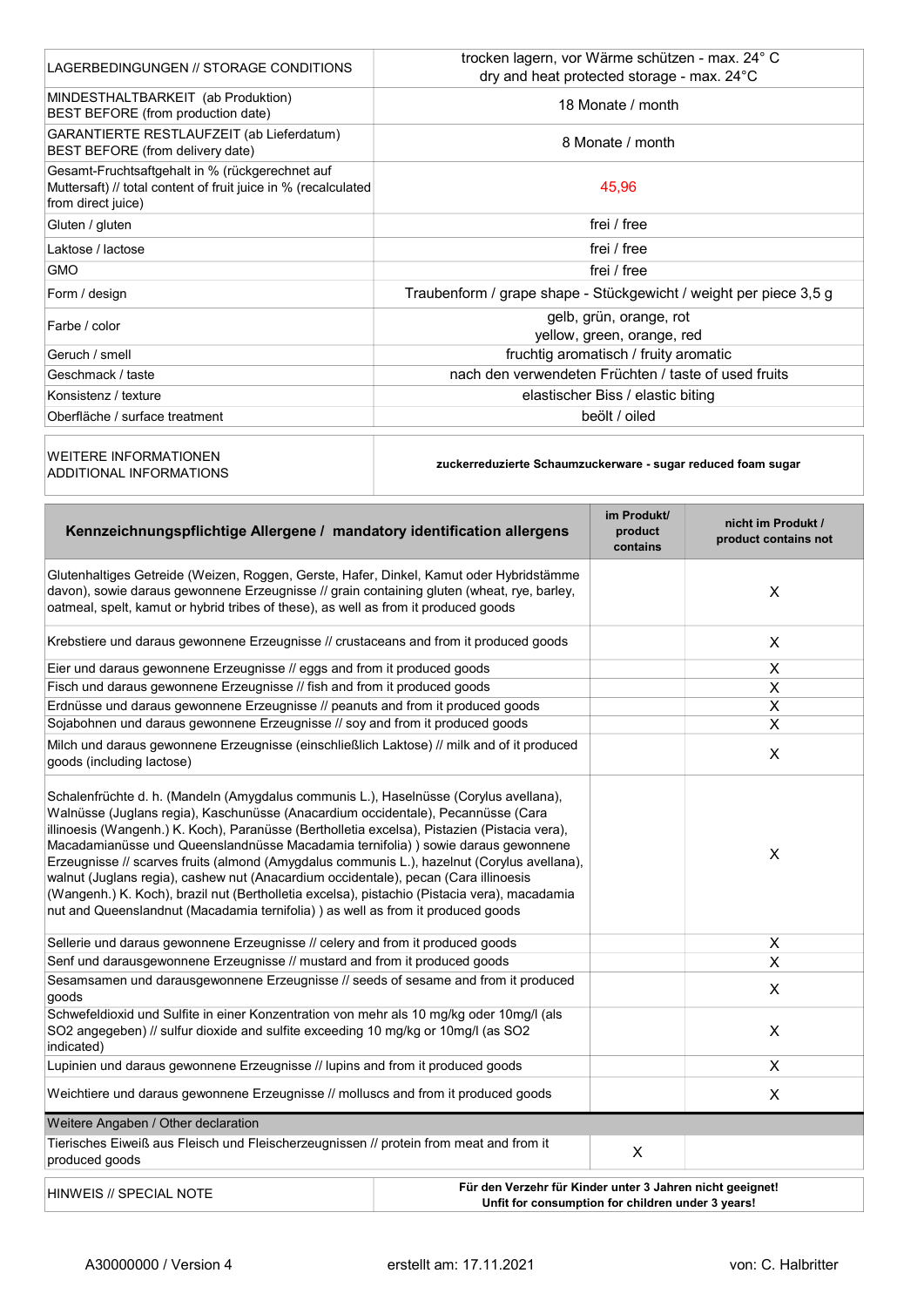| | |
|---|---|
| LAGERBEDINGUNGEN // STORAGE CONDITIONS | trocken lagern, vor Wärme schützen - max. 24° C<br>dry and heat protected storage - max. 24°C |
| MINDESTHALTBARKEIT (ab Produktion)<br>BEST BEFORE (from production date) | 18 Monate / month |
| GARANTIERTE RESTLAUFZEIT (ab Lieferdatum)<br>BEST BEFORE (from delivery date) | 8 Monate / month |
| Gesamt-Fruchtsaftgehalt in % (rückgerechnet auf Muttersaft) // total content of fruit juice in % (recalculated from direct juice) | 45,96 |
| Gluten / gluten | frei / free |
| Laktose / lactose | frei / free |
| GMO | frei / free |
| Form / design | Traubenform / grape shape - Stückgewicht / weight per piece 3,5 g |
| Farbe / color | gelb, grün, orange, rot<br>yellow, green, orange, red |
| Geruch / smell | fruchtig aromatisch / fruity aromatic |
| Geschmack / taste | nach den verwendeten Früchten / taste of used fruits |
| Konsistenz / texture | elastischer Biss / elastic biting |
| Oberfläche / surface treatment | beölt / oiled |

| | |
|---|---|
| WEITERE INFORMATIONEN<br>ADDITIONAL INFORMATIONS | **zuckerreduzierte Schaumzuckerware - sugar reduced foam sugar** |

| Kennzeichnungspflichtige Allergene / mandatory identification allergens | im Produkt/ product contains | nicht im Produkt / product contains not |
|---|---|---|
| Glutenhaltiges Getreide (Weizen, Roggen, Gerste, Hafer, Dinkel, Kamut oder Hybridstämme davon), sowie daraus gewonnene Erzeugnisse // grain containing gluten (wheat, rye, barley, oatmeal, spelt, kamut or hybrid tribes of these), as well as from it produced goods | | X |
| Krebstiere und daraus gewonnene Erzeugnisse // crustaceans and from it produced goods | | X |
| Eier und daraus gewonnene Erzeugnisse // eggs and from it produced goods | | X |
| Fisch und daraus gewonnene Erzeugnisse // fish and from it produced goods | | X |
| Erdnüsse und daraus gewonnene Erzeugnisse // peanuts and from it produced goods | | X |
| Sojabohnen und daraus gewonnene Erzeugnisse // soy and from it produced goods | | X |
| Milch und daraus gewonnene Erzeugnisse (einschließlich Laktose) // milk and of it produced goods (including lactose) | | X |
| Schalenfrüchte d. h. (Mandeln (Amygdalus communis L.), Haselnüsse (Corylus avellana), Walnüsse (Juglans regia), Kaschunüsse (Anacardium occidentale), Pecannüsse (Cara illinoesis (Wangenh.) K. Koch), Paranüsse (Bertholletia excelsa), Pistazien (Pistacia vera), Macadamianüsse und Queenslandnüsse Macadamia ternifolia) ) sowie daraus gewonnene Erzeugnisse // scarves fruits (almond (Amygdalus communis L.), hazelnut (Corylus avellana), walnut (Juglans regia), cashew nut (Anacardium occidentale), pecan (Cara illinoesis (Wangenh.) K. Koch), brazil nut (Bertholletia excelsa), pistachio (Pistacia vera), macadamia nut and Queenslandnut (Macadamia ternifolia) ) as well as from it produced goods | | X |
| Sellerie und daraus gewonnene Erzeugnisse // celery and from it produced goods | | X |
| Senf und darausgewonnene Erzeugnisse // mustard and from it produced goods | | X |
| Sesamsamen und darausgewonnene Erzeugnisse // seeds of sesame and from it produced goods | | X |
| Schwefeldioxid und Sulfite in einer Konzentration von mehr als 10 mg/kg oder 10mg/l (als SO2 angegeben) // sulfur dioxide and sulfite exceeding 10 mg/kg or 10mg/l (as SO2 indicated) | | X |
| Lupinien und daraus gewonnene Erzeugnisse // lupins and from it produced goods | | X |
| Weichtiere und daraus gewonnene Erzeugnisse // molluscs and from it produced goods | | X |
| **Weitere Angaben / Other declaration** | | |
| Tierisches Eiweiß aus Fleisch und Fleischerzeugnissen // protein from meat and from it produced goods | X | |

| | |
|---|---|
| HINWEIS // SPECIAL NOTE | **Für den Verzehr für Kinder unter 3 Jahren nicht geeignet!<br>Unfit for consumption for children under 3 years!** |

A30000000 / Version 4 erstellt am: 17.11.2021 von: C. Halbritter